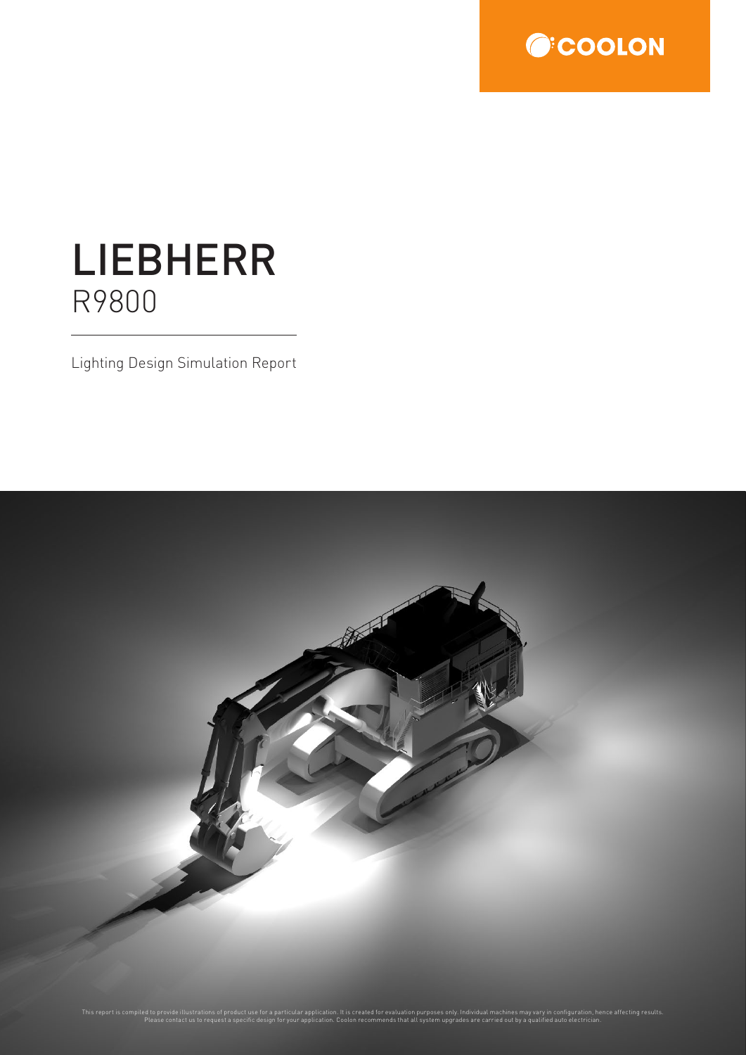COOLON

# LIEBHERR

## R9800

Lighting Design Simulation Report

This report is compiled to provide illustrations of product use for a particular application. It is created for evaluation purposes only. Individual machines may vary in configuration, hence affecting results. Please contact us to request a specific design for your application. Coolon recommends that all system upgrades are carried out by a qualified auto electrician.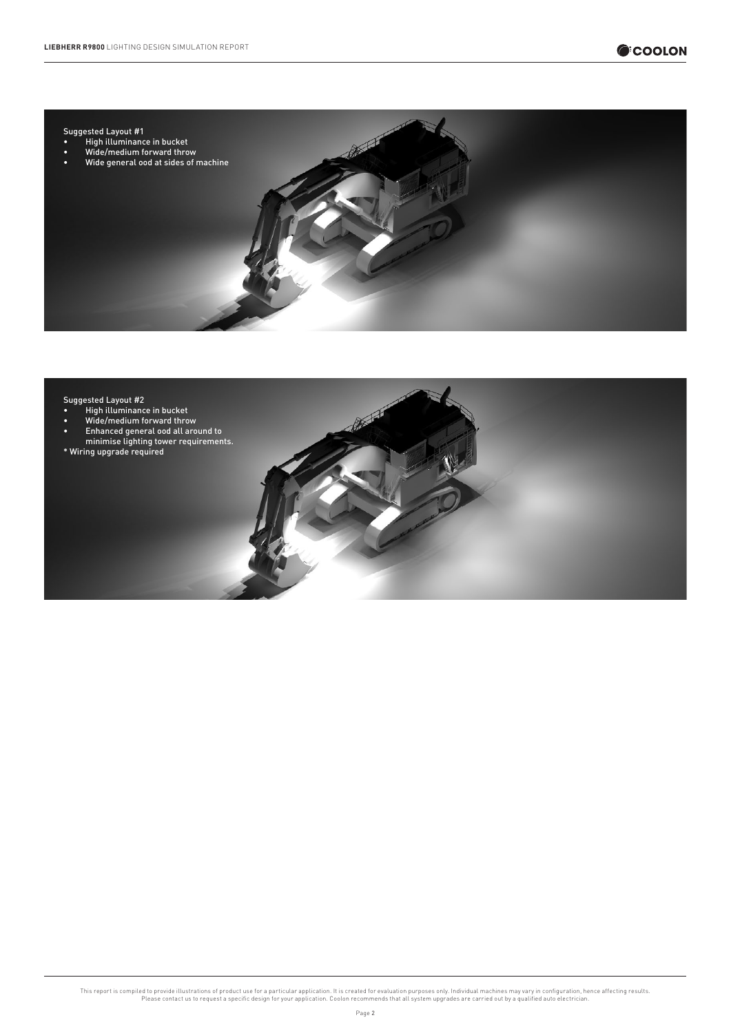Suggested Layout #1

- High illuminance in bucket
- Wide/medium forward throw
- Wide general ood at sides of machine

Suggested Layout #2

- High illuminance in bucket
- Wide/medium forward throw
- Enhanced general ood all around to minimise lighting tower requirements.

* Wiring upgrade required

This report is compiled to provide illustrations of product use for a particular application. It is created for evaluation purposes only. Individual machines may vary in configuration, hence affecting results. Please contact us to request a specific design for your application. Coolon recommends that all system upgrades are carried out by a qualified auto electrician.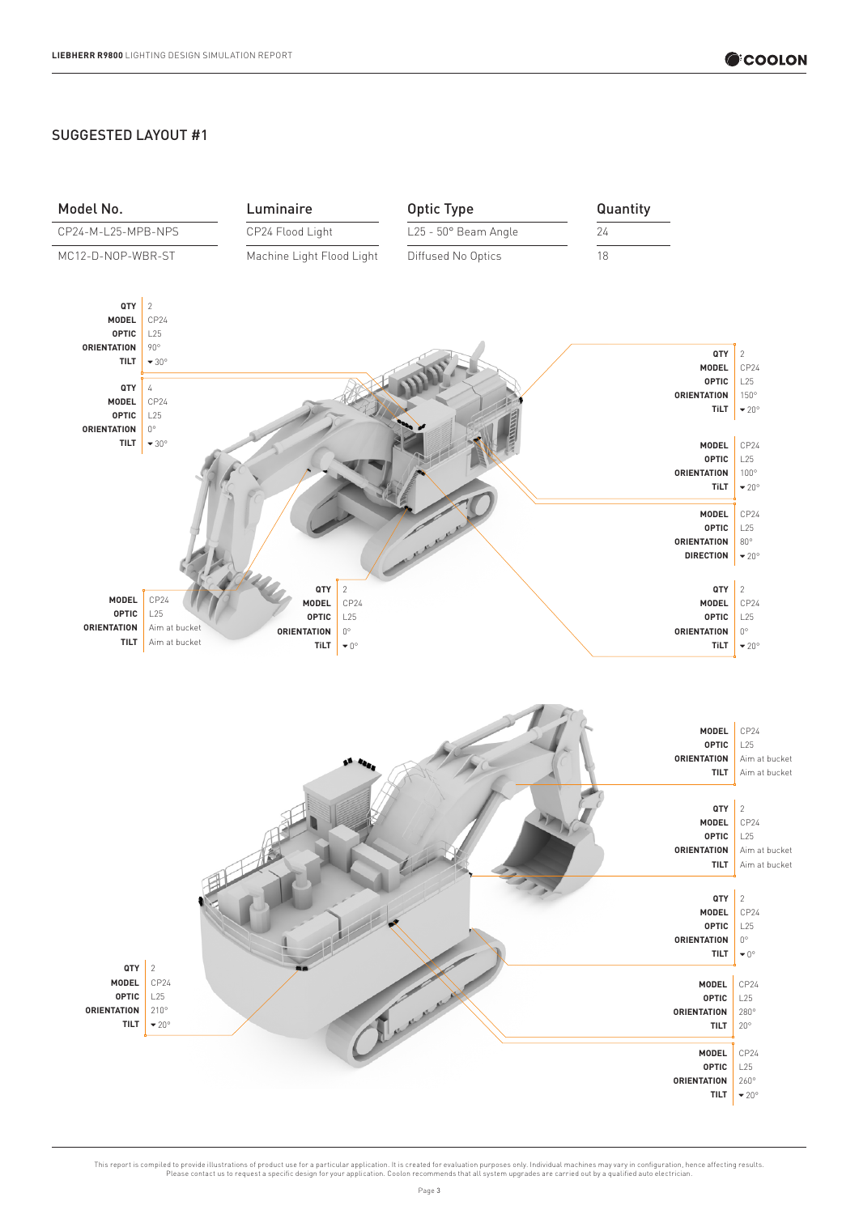## SUGGESTED LAYOUT #1

| Model No. | Luminaire | Optic Type | Quantity |
|---|---|---|---|
| CP24-M-L25-MPB-NPS | CP24 Flood Light | L25 - 50° Beam Angle | 24 |
| MC12-D-NOP-WBR-ST | Machine Light Flood Light | Diffused No Optics | 18 |

**QTY** 2
**MODEL** CP24
**OPTIC** L25
**ORIENTATION** 90°
**TILT** ▾30°

**QTY** 4
**MODEL** CP24
**OPTIC** L25
**ORIENTATION** 0°
**TILT** ▾30°

**QTY** 2
**MODEL** CP24
**OPTIC** L25
**ORIENTATION** 150°
**TILT** ▾20°

**MODEL** CP24
**OPTIC** L25
**ORIENTATION** 100°
**TILT** ▾20°

**MODEL** CP24
**OPTIC** L25
**ORIENTATION** 80°
**DIRECTION** ▾20°

**MODEL** CP24
**OPTIC** L25
**ORIENTATION** Aim at bucket
**TILT** Aim at bucket

**QTY** 2
**MODEL** CP24
**OPTIC** L25
**ORIENTATION** 0°
**TILT** ▾0°

**QTY** 2
**MODEL** CP24
**OPTIC** L25
**ORIENTATION** 0°
**TILT** ▾20°

**MODEL** CP24
**OPTIC** L25
**ORIENTATION** Aim at bucket
**TILT** Aim at bucket

**QTY** 2
**MODEL** CP24
**OPTIC** L25
**ORIENTATION** Aim at bucket
**TILT** Aim at bucket

**QTY** 2
**MODEL** CP24
**OPTIC** L25
**ORIENTATION** 0°
**TILT** ▾0°

**QTY** 2
**MODEL** CP24
**OPTIC** L25
**ORIENTATION** 210°
**TILT** ▾20°

**MODEL** CP24
**OPTIC** L25
**ORIENTATION** 280°
**TILT** 20°

**MODEL** CP24
**OPTIC** L25
**ORIENTATION** 260°
**TILT** ▾20°

This report is compiled to provide illustrations of product use for a particular application. It is created for evaluation purposes only. Individual machines may vary in configuration, hence affecting results. Please contact us to request a specific design for your application. Coolon recommends that all system upgrades are carried out by a qualified auto electrician.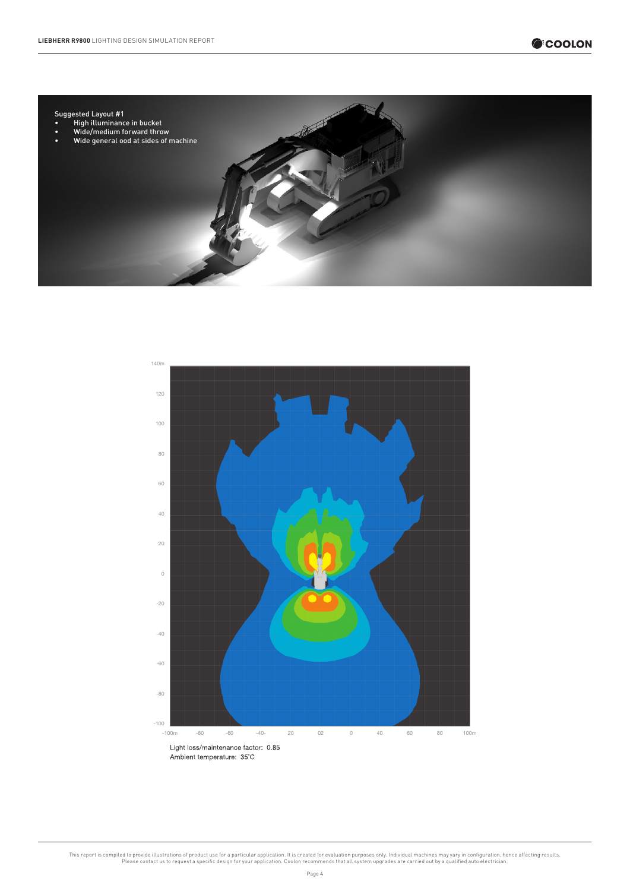Suggested Layout #1

- High illuminance in bucket
- Wide/medium forward throw
- Wide general ood at sides of machine

Light loss/maintenance factor: 0.85
Ambient temperature: 35˚C

This report is compiled to provide illustrations of product use for a particular application. It is created for evaluation purposes only. Individual machines may vary in configuration, hence affecting results. Please contact us to request a specific design for your application. Coolon recommends that all system upgrades are carried out by a qualified auto electrician.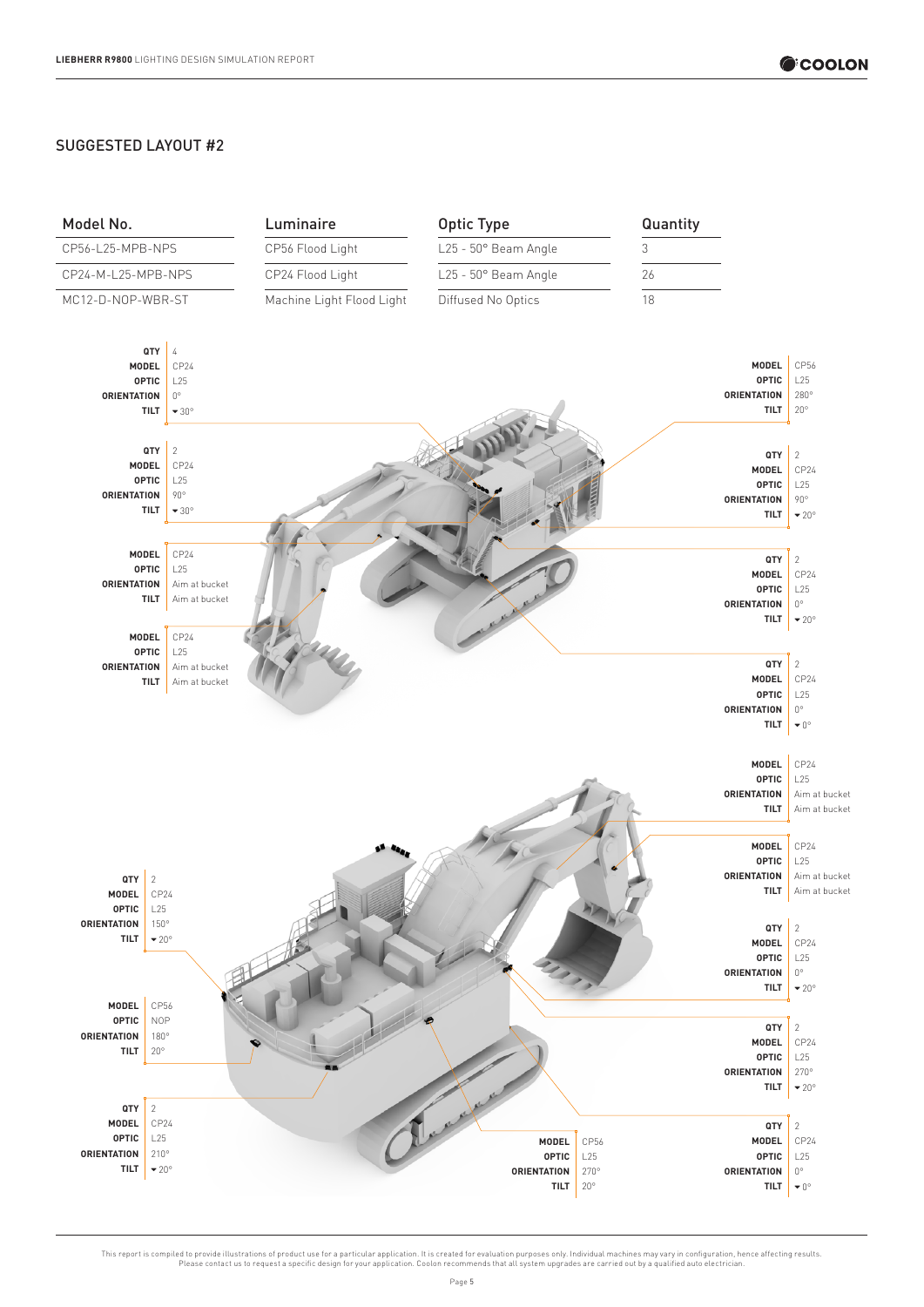## SUGGESTED LAYOUT #2

| Model No. | Luminaire | Optic Type | Quantity |
| --- | --- | --- | --- |
| CP56-L25-MPB-NPS | CP56 Flood Light | L25 - 50° Beam Angle | 3 |
| CP24-M-L25-MPB-NPS | CP24 Flood Light | L25 - 50° Beam Angle | 26 |
| MC12-D-NOP-WBR-ST | Machine Light Flood Light | Diffused No Optics | 18 |

**QTY** 4
**MODEL** CP24
**OPTIC** L25
**ORIENTATION** 0°
**TILT** ▾30°

**QTY** 2
**MODEL** CP24
**OPTIC** L25
**ORIENTATION** 90°
**TILT** ▾30°

**MODEL** CP24
**OPTIC** L25
**ORIENTATION** Aim at bucket
**TILT** Aim at bucket

**MODEL** CP24
**OPTIC** L25
**ORIENTATION** Aim at bucket
**TILT** Aim at bucket

**MODEL** CP56
**OPTIC** L25
**ORIENTATION** 280°
**TILT** 20°

**QTY** 2
**MODEL** CP24
**OPTIC** L25
**ORIENTATION** 90°
**TILT** ▾20°

**QTY** 2
**MODEL** CP24
**OPTIC** L25
**ORIENTATION** 0°
**TILT** ▾20°

**QTY** 2
**MODEL** CP24
**OPTIC** L25
**ORIENTATION** 0°
**TILT** ▾0°

**MODEL** CP24
**OPTIC** L25
**ORIENTATION** Aim at bucket
**TILT** Aim at bucket

**MODEL** CP24
**OPTIC** L25
**ORIENTATION** Aim at bucket
**TILT** Aim at bucket

**QTY** 2
**MODEL** CP24
**OPTIC** L25
**ORIENTATION** 150°
**TILT** ▾20°

**MODEL** CP56
**OPTIC** NOP
**ORIENTATION** 180°
**TILT** 20°

**QTY** 2
**MODEL** CP24
**OPTIC** L25
**ORIENTATION** 210°
**TILT** ▾20°

**QTY** 2
**MODEL** CP24
**OPTIC** L25
**ORIENTATION** 0°
**TILT** ▾20°

**QTY** 2
**MODEL** CP24
**OPTIC** L25
**ORIENTATION** 270°
**TILT** ▾20°

**MODEL** CP56
**OPTIC** L25
**ORIENTATION** 270°
**TILT** 20°

**QTY** 2
**MODEL** CP24
**OPTIC** L25
**ORIENTATION** 0°
**TILT** ▾0°

This report is compiled to provide illustrations of product use for a particular application. It is created for evaluation purposes only. Individual machines may vary in configuration, hence affecting results. Please contact us to request a specific design for your application. Coolon recommends that all system upgrades are carried out by a qualified auto electrician.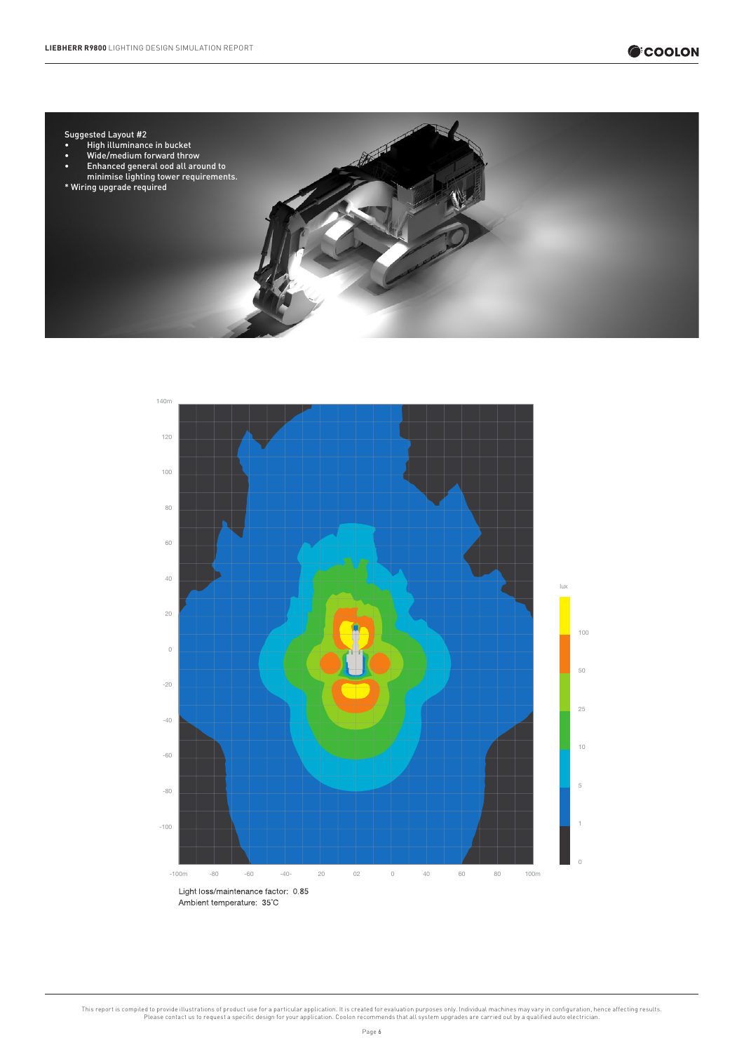Suggested Layout #2

- High illuminance in bucket
- Wide/medium forward throw
- Enhanced general ood all around to minimise lighting tower requirements.

* Wiring upgrade required

140m
120
100
80
60
40
20
0
-20
-40
-60
-80
-100

-100m
-80
-60
-40-
20
02
0
40
60
80
100m

lux
100
50
25
10
5
1
0

Light loss/maintenance factor: 0.85
Ambient temperature: 35˚C

This report is compiled to provide illustrations of product use for a particular application. It is created for evaluation purposes only. Individual machines may vary in configuration, hence affecting results. Please contact us to request a specific design for your application. Coolon recommends that all system upgrades are carried out by a qualified auto electrician.